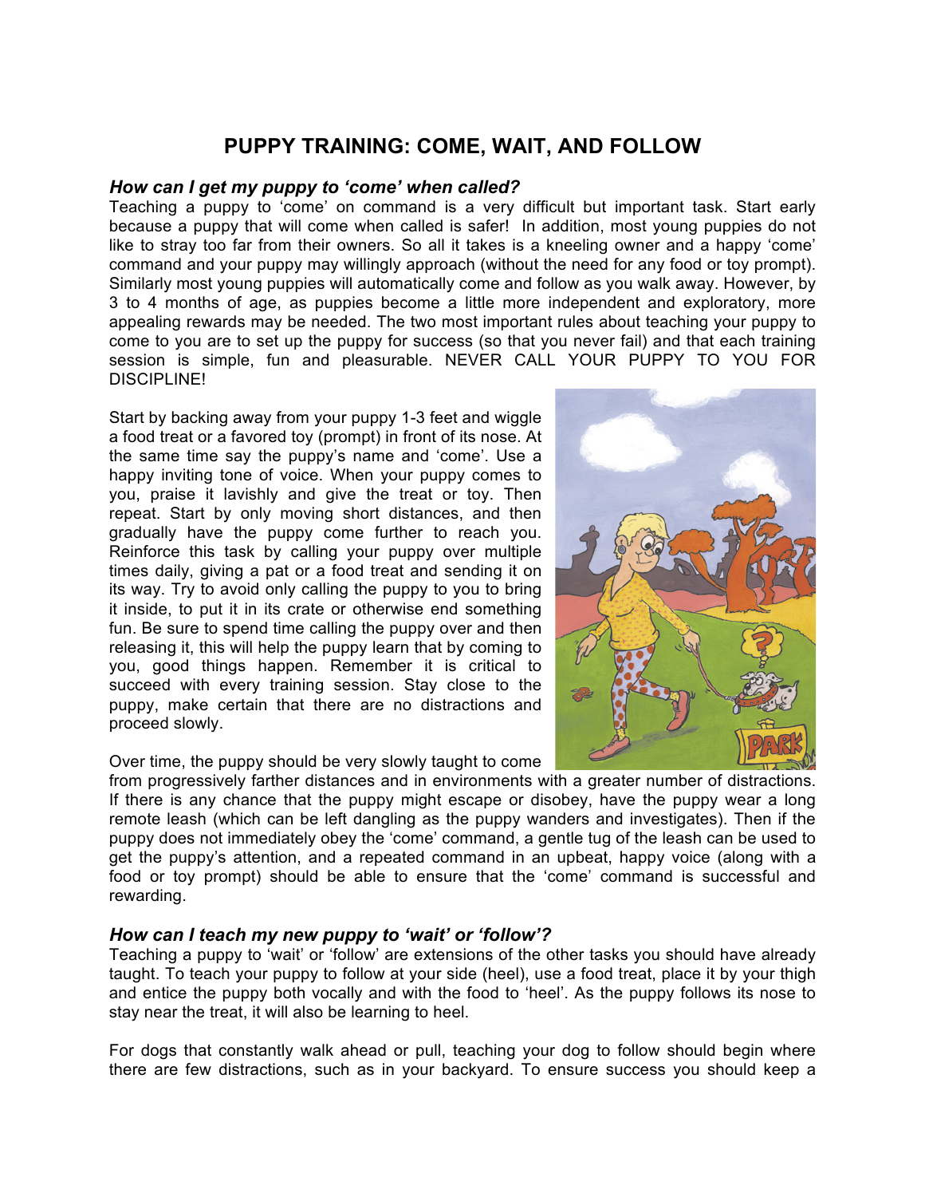# PUPPY TRAINING: COME, WAIT, AND FOLLOW

### *How can I get my puppy to 'come' when called?*

Teaching a puppy to 'come' on command is a very difficult but important task. Start early because a puppy that will come when called is safer! In addition, most young puppies do not like to stray too far from their owners. So all it takes is a kneeling owner and a happy 'come' command and your puppy may willingly approach (without the need for any food or toy prompt). Similarly most young puppies will automatically come and follow as you walk away. However, by 3 to 4 months of age, as puppies become a little more independent and exploratory, more appealing rewards may be needed. The two most important rules about teaching your puppy to come to you are to set up the puppy for success (so that you never fail) and that each training session is simple, fun and pleasurable. NEVER CALL YOUR PUPPY TO YOU FOR DISCIPLINE!

Start by backing away from your puppy 1-3 feet and wiggle a food treat or a favored toy (prompt) in front of its nose. At the same time say the puppy's name and 'come'. Use a happy inviting tone of voice. When your puppy comes to you, praise it lavishly and give the treat or toy. Then repeat. Start by only moving short distances, and then gradually have the puppy come further to reach you. Reinforce this task by calling your puppy over multiple times daily, giving a pat or a food treat and sending it on its way. Try to avoid only calling the puppy to you to bring it inside, to put it in its crate or otherwise end something fun. Be sure to spend time calling the puppy over and then releasing it, this will help the puppy learn that by coming to you, good things happen. Remember it is critical to succeed with every training session. Stay close to the puppy, make certain that there are no distractions and proceed slowly.

Over time, the puppy should be very slowly taught to come from progressively farther distances and in environments with a greater number of distractions. If there is any chance that the puppy might escape or disobey, have the puppy wear a long remote leash (which can be left dangling as the puppy wanders and investigates). Then if the puppy does not immediately obey the 'come' command, a gentle tug of the leash can be used to get the puppy's attention, and a repeated command in an upbeat, happy voice (along with a food or toy prompt) should be able to ensure that the 'come' command is successful and rewarding.

### *How can I teach my new puppy to 'wait' or 'follow'?*

Teaching a puppy to 'wait' or 'follow' are extensions of the other tasks you should have already taught. To teach your puppy to follow at your side (heel), use a food treat, place it by your thigh and entice the puppy both vocally and with the food to 'heel'. As the puppy follows its nose to stay near the treat, it will also be learning to heel.

For dogs that constantly walk ahead or pull, teaching your dog to follow should begin where there are few distractions, such as in your backyard. To ensure success you should keep a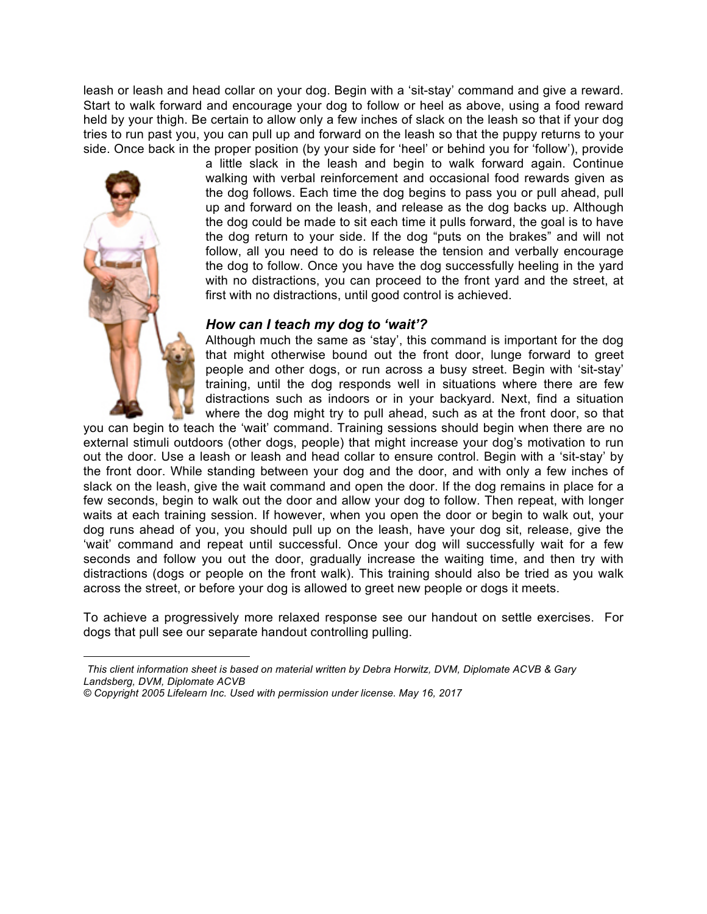leash or leash and head collar on your dog. Begin with a 'sit-stay' command and give a reward. Start to walk forward and encourage your dog to follow or heel as above, using a food reward held by your thigh. Be certain to allow only a few inches of slack on the leash so that if your dog tries to run past you, you can pull up and forward on the leash so that the puppy returns to your side. Once back in the proper position (by your side for 'heel' or behind you for 'follow'), provide a little slack in the leash and begin to walk forward again. Continue walking with verbal reinforcement and occasional food rewards given as the dog follows. Each time the dog begins to pass you or pull ahead, pull up and forward on the leash, and release as the dog backs up. Although the dog could be made to sit each time it pulls forward, the goal is to have the dog return to your side. If the dog "puts on the brakes" and will not follow, all you need to do is release the tension and verbally encourage the dog to follow. Once you have the dog successfully heeling in the yard with no distractions, you can proceed to the front yard and the street, at first with no distractions, until good control is achieved.

### *How can I teach my dog to 'wait'?*

Although much the same as 'stay', this command is important for the dog that might otherwise bound out the front door, lunge forward to greet people and other dogs, or run across a busy street. Begin with 'sit-stay' training, until the dog responds well in situations where there are few distractions such as indoors or in your backyard. Next, find a situation where the dog might try to pull ahead, such as at the front door, so that you can begin to teach the 'wait' command. Training sessions should begin when there are no external stimuli outdoors (other dogs, people) that might increase your dog's motivation to run out the door. Use a leash or leash and head collar to ensure control. Begin with a 'sit-stay' by the front door. While standing between your dog and the door, and with only a few inches of slack on the leash, give the wait command and open the door. If the dog remains in place for a few seconds, begin to walk out the door and allow your dog to follow. Then repeat, with longer waits at each training session. If however, when you open the door or begin to walk out, your dog runs ahead of you, you should pull up on the leash, have your dog sit, release, give the 'wait' command and repeat until successful. Once your dog will successfully wait for a few seconds and follow you out the door, gradually increase the waiting time, and then try with distractions (dogs or people on the front walk). This training should also be tried as you walk across the street, or before your dog is allowed to greet new people or dogs it meets.

To achieve a progressively more relaxed response see our handout on settle exercises. For dogs that pull see our separate handout controlling pulling.

---

*This client information sheet is based on material written by Debra Horwitz, DVM, Diplomate ACVB & Gary Landsberg, DVM, Diplomate ACVB*

*© Copyright 2005 Lifelearn Inc. Used with permission under license. May 16, 2017*